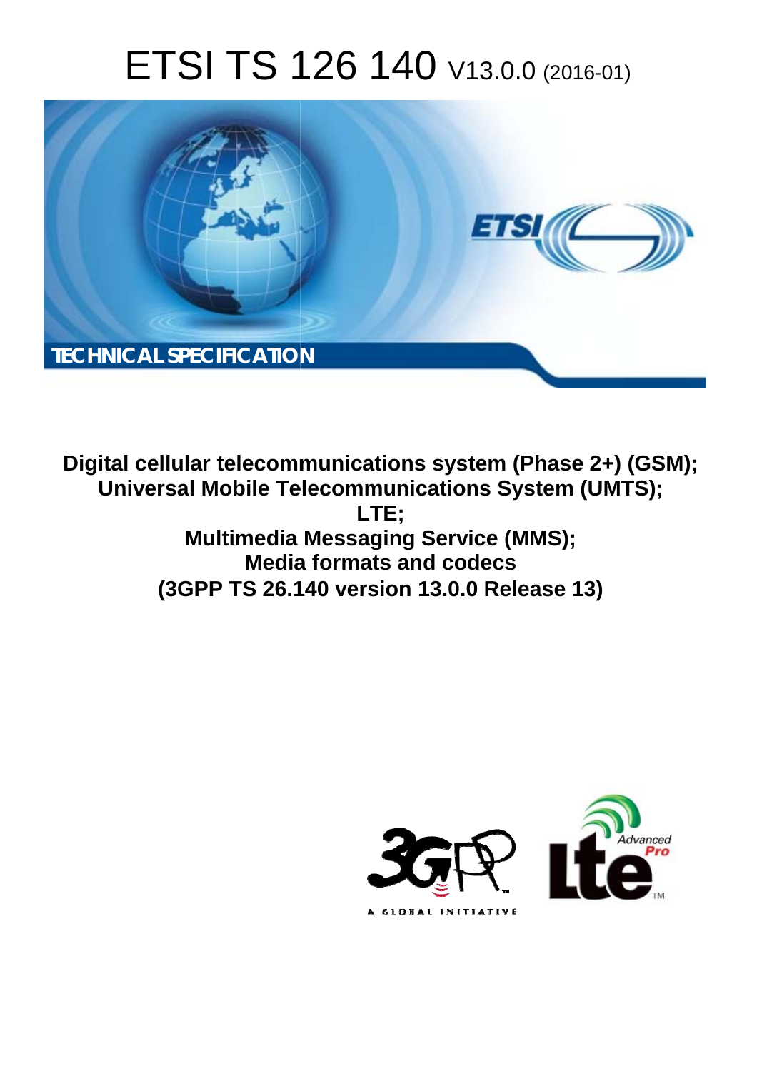# ETSI TS 126 140 V13.0.0 (2016-01)

TECHNICAL SPECIFICATION

**Digital cellular telecommunications system (Phase 2+) (GSM); Universal Mobile Telecommunications System (UMTS); LTE; Multimedia Messaging Service (MMS); Media formats and codecs (3GPP TS 26.140 version 13.0.0 Release 13)**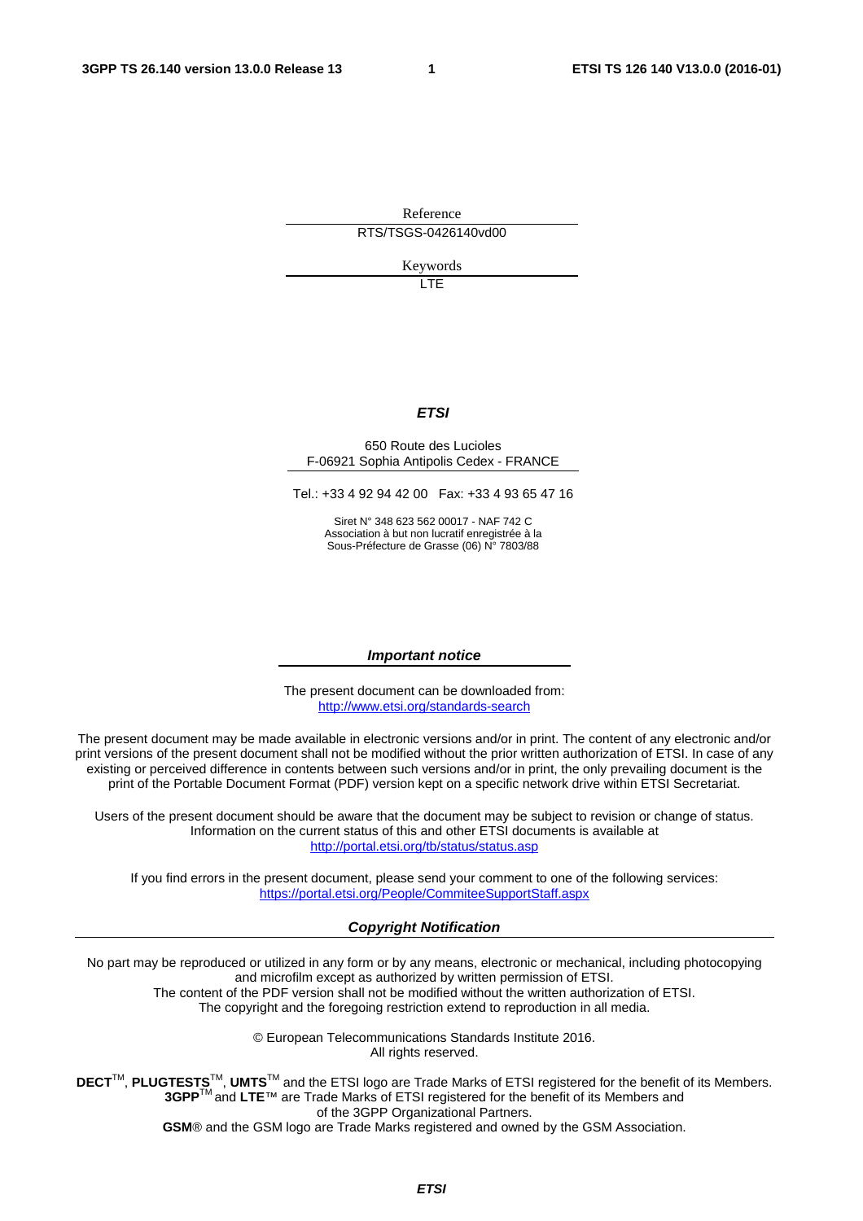Reference

RTS/TSGS-0426140vd00

Keywords

LTE

***ETSI***

650 Route des Lucioles
F-06921 Sophia Antipolis Cedex - FRANCE

Tel.: +33 4 92 94 42 00 Fax: +33 4 93 65 47 16

Siret N° 348 623 562 00017 - NAF 742 C
Association à but non lucratif enregistrée à la
Sous-Préfecture de Grasse (06) N° 7803/88

***Important notice***

The present document can be downloaded from:
http://www.etsi.org/standards-search

The present document may be made available in electronic versions and/or in print. The content of any electronic and/or print versions of the present document shall not be modified without the prior written authorization of ETSI. In case of any existing or perceived difference in contents between such versions and/or in print, the only prevailing document is the print of the Portable Document Format (PDF) version kept on a specific network drive within ETSI Secretariat.

Users of the present document should be aware that the document may be subject to revision or change of status. Information on the current status of this and other ETSI documents is available at
http://portal.etsi.org/tb/status/status.asp

If you find errors in the present document, please send your comment to one of the following services:
https://portal.etsi.org/People/CommiteeSupportStaff.aspx

***Copyright Notification***

No part may be reproduced or utilized in any form or by any means, electronic or mechanical, including photocopying and microfilm except as authorized by written permission of ETSI.
The content of the PDF version shall not be modified without the written authorization of ETSI.
The copyright and the foregoing restriction extend to reproduction in all media.

© European Telecommunications Standards Institute 2016.
All rights reserved.

**DECT**™, **PLUGTESTS**™, **UMTS**™ and the ETSI logo are Trade Marks of ETSI registered for the benefit of its Members.
**3GPP**™ and **LTE**™ are Trade Marks of ETSI registered for the benefit of its Members and of the 3GPP Organizational Partners.
**GSM**® and the GSM logo are Trade Marks registered and owned by the GSM Association.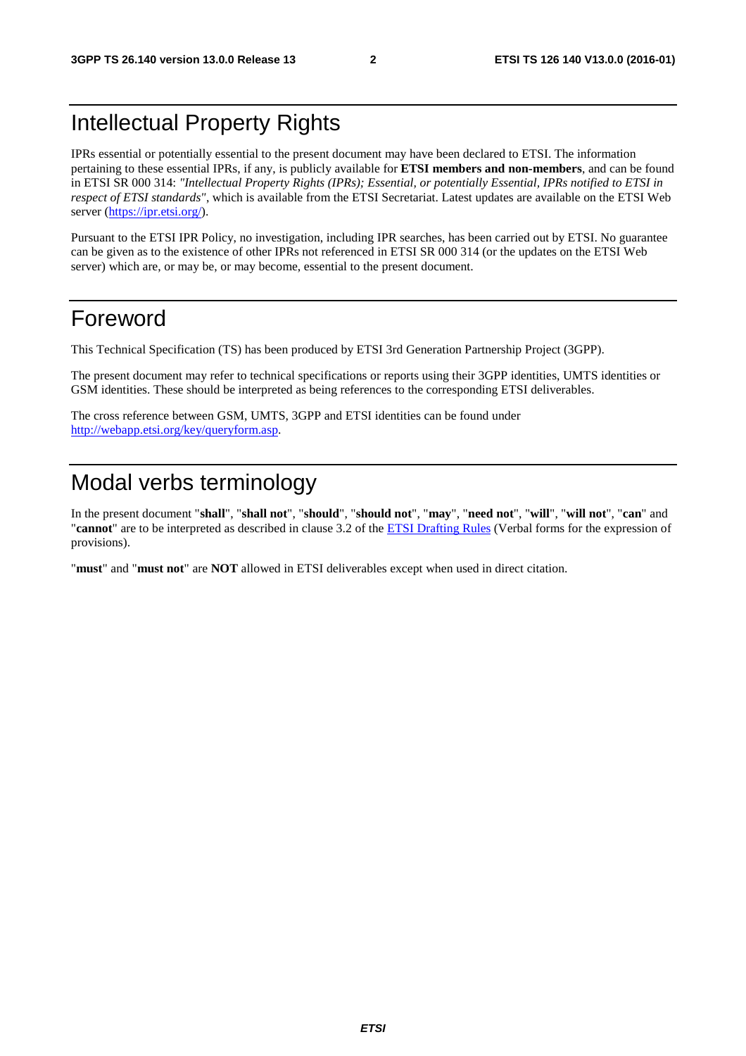# Intellectual Property Rights

IPRs essential or potentially essential to the present document may have been declared to ETSI. The information pertaining to these essential IPRs, if any, is publicly available for **ETSI members and non-members**, and can be found in ETSI SR 000 314: *"Intellectual Property Rights (IPRs); Essential, or potentially Essential, IPRs notified to ETSI in respect of ETSI standards"*, which is available from the ETSI Secretariat. Latest updates are available on the ETSI Web server (https://ipr.etsi.org/).

Pursuant to the ETSI IPR Policy, no investigation, including IPR searches, has been carried out by ETSI. No guarantee can be given as to the existence of other IPRs not referenced in ETSI SR 000 314 (or the updates on the ETSI Web server) which are, or may be, or may become, essential to the present document.

# Foreword

This Technical Specification (TS) has been produced by ETSI 3rd Generation Partnership Project (3GPP).

The present document may refer to technical specifications or reports using their 3GPP identities, UMTS identities or GSM identities. These should be interpreted as being references to the corresponding ETSI deliverables.

The cross reference between GSM, UMTS, 3GPP and ETSI identities can be found under http://webapp.etsi.org/key/queryform.asp.

# Modal verbs terminology

In the present document "**shall**", "**shall not**", "**should**", "**should not**", "**may**", "**need not**", "**will**", "**will not**", "**can**" and "**cannot**" are to be interpreted as described in clause 3.2 of the ETSI Drafting Rules (Verbal forms for the expression of provisions).

"**must**" and "**must not**" are **NOT** allowed in ETSI deliverables except when used in direct citation.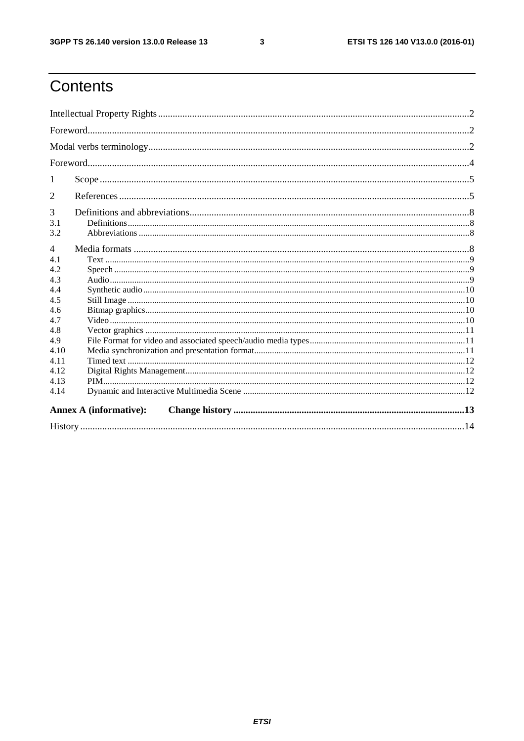# Contents

Intellectual Property Rights ..........2

Foreword..........2

Modal verbs terminology..........2

Foreword..........4

1 Scope..........5

2 References..........5

3 Definitions and abbreviations..........8
- 3.1 Definitions..........8
- 3.2 Abbreviations..........8

4 Media formats..........8
- 4.1 Text..........9
- 4.2 Speech..........9
- 4.3 Audio..........9
- 4.4 Synthetic audio..........10
- 4.5 Still Image..........10
- 4.6 Bitmap graphics..........10
- 4.7 Video..........10
- 4.8 Vector graphics..........11
- 4.9 File Format for video and associated speech/audio media types..........11
- 4.10 Media synchronization and presentation format..........11
- 4.11 Timed text..........12
- 4.12 Digital Rights Management..........12
- 4.13 PIM..........12
- 4.14 Dynamic and Interactive Multimedia Scene..........12

**Annex A (informative): Change history..........13**

History..........14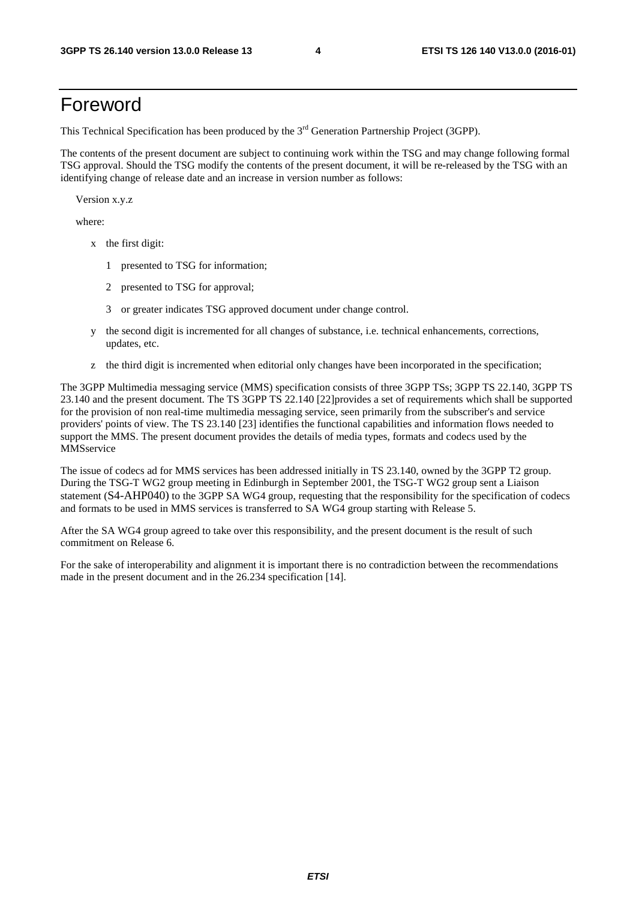# Foreword

This Technical Specification has been produced by the 3rd Generation Partnership Project (3GPP).

The contents of the present document are subject to continuing work within the TSG and may change following formal TSG approval. Should the TSG modify the contents of the present document, it will be re-released by the TSG with an identifying change of release date and an increase in version number as follows:

Version x.y.z

where:

- x the first digit:
  - 1 presented to TSG for information;
  - 2 presented to TSG for approval;
  - 3 or greater indicates TSG approved document under change control.
- y the second digit is incremented for all changes of substance, i.e. technical enhancements, corrections, updates, etc.
- z the third digit is incremented when editorial only changes have been incorporated in the specification;

The 3GPP Multimedia messaging service (MMS) specification consists of three 3GPP TSs; 3GPP TS 22.140, 3GPP TS 23.140 and the present document. The TS 3GPP TS 22.140 [22]provides a set of requirements which shall be supported for the provision of non real-time multimedia messaging service, seen primarily from the subscriber's and service providers' points of view. The TS 23.140 [23] identifies the functional capabilities and information flows needed to support the MMS. The present document provides the details of media types, formats and codecs used by the MMSservice

The issue of codecs ad for MMS services has been addressed initially in TS 23.140, owned by the 3GPP T2 group. During the TSG-T WG2 group meeting in Edinburgh in September 2001, the TSG-T WG2 group sent a Liaison statement (S4-AHP040) to the 3GPP SA WG4 group, requesting that the responsibility for the specification of codecs and formats to be used in MMS services is transferred to SA WG4 group starting with Release 5.

After the SA WG4 group agreed to take over this responsibility, and the present document is the result of such commitment on Release 6.

For the sake of interoperability and alignment it is important there is no contradiction between the recommendations made in the present document and in the 26.234 specification [14].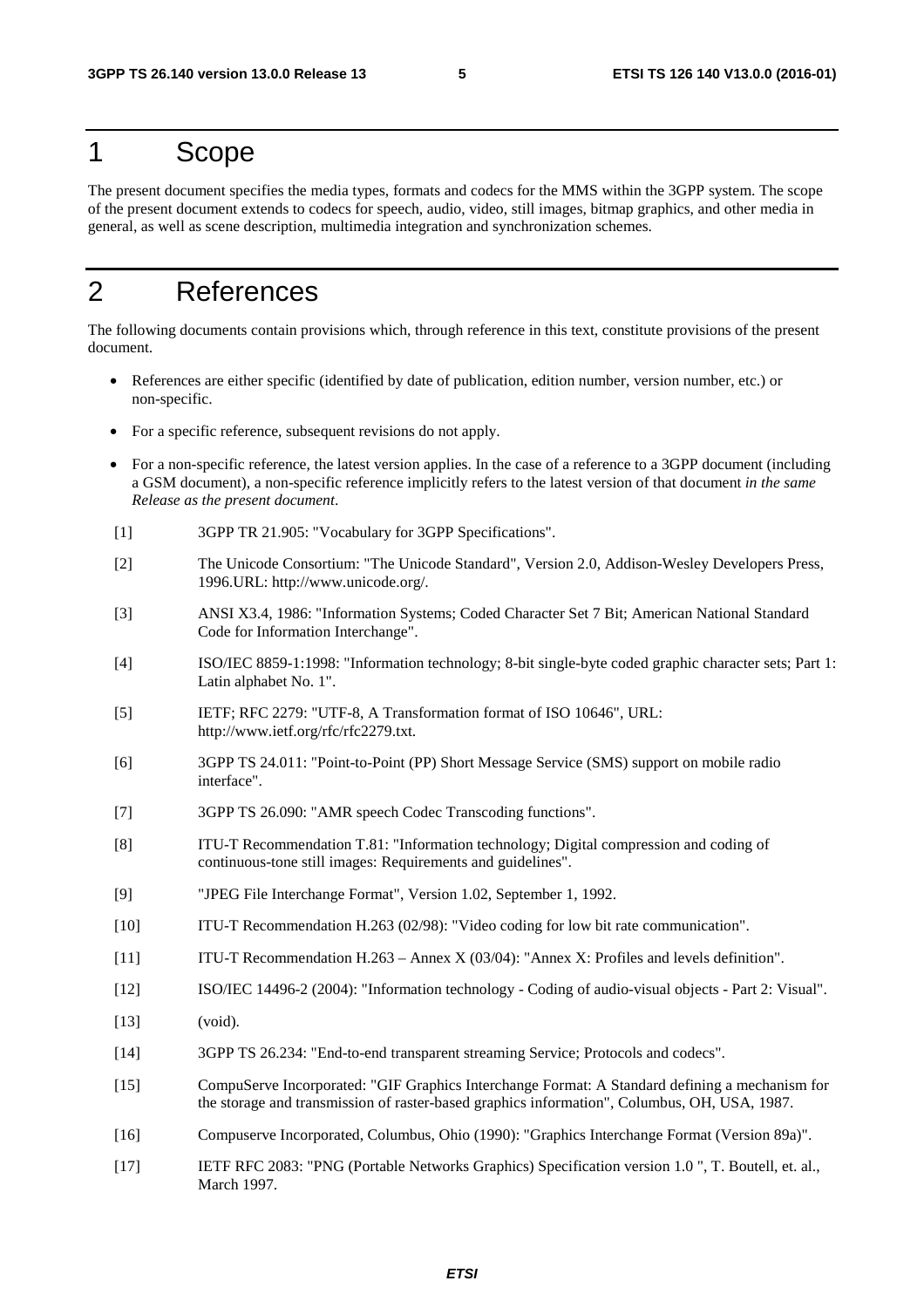# 1 Scope

The present document specifies the media types, formats and codecs for the MMS within the 3GPP system. The scope of the present document extends to codecs for speech, audio, video, still images, bitmap graphics, and other media in general, as well as scene description, multimedia integration and synchronization schemes.

# 2 References

The following documents contain provisions which, through reference in this text, constitute provisions of the present document.

- References are either specific (identified by date of publication, edition number, version number, etc.) or non-specific.
- For a specific reference, subsequent revisions do not apply.
- For a non-specific reference, the latest version applies. In the case of a reference to a 3GPP document (including a GSM document), a non-specific reference implicitly refers to the latest version of that document *in the same Release as the present document*.

[1] 3GPP TR 21.905: "Vocabulary for 3GPP Specifications".

[2] The Unicode Consortium: "The Unicode Standard", Version 2.0, Addison-Wesley Developers Press, 1996.URL: http://www.unicode.org/.

[3] ANSI X3.4, 1986: "Information Systems; Coded Character Set 7 Bit; American National Standard Code for Information Interchange".

[4] ISO/IEC 8859-1:1998: "Information technology; 8-bit single-byte coded graphic character sets; Part 1: Latin alphabet No. 1".

[5] IETF; RFC 2279: "UTF-8, A Transformation format of ISO 10646", URL: http://www.ietf.org/rfc/rfc2279.txt.

[6] 3GPP TS 24.011: "Point-to-Point (PP) Short Message Service (SMS) support on mobile radio interface".

[7] 3GPP TS 26.090: "AMR speech Codec Transcoding functions".

[8] ITU-T Recommendation T.81: "Information technology; Digital compression and coding of continuous-tone still images: Requirements and guidelines".

[9] "JPEG File Interchange Format", Version 1.02, September 1, 1992.

[10] ITU-T Recommendation H.263 (02/98): "Video coding for low bit rate communication".

[11] ITU-T Recommendation H.263 – Annex X (03/04): "Annex X: Profiles and levels definition".

[12] ISO/IEC 14496-2 (2004): "Information technology - Coding of audio-visual objects - Part 2: Visual".

[13] (void).

[14] 3GPP TS 26.234: "End-to-end transparent streaming Service; Protocols and codecs".

[15] CompuServe Incorporated: "GIF Graphics Interchange Format: A Standard defining a mechanism for the storage and transmission of raster-based graphics information", Columbus, OH, USA, 1987.

[16] Compuserve Incorporated, Columbus, Ohio (1990): "Graphics Interchange Format (Version 89a)".

[17] IETF RFC 2083: "PNG (Portable Networks Graphics) Specification version 1.0 ", T. Boutell, et. al., March 1997.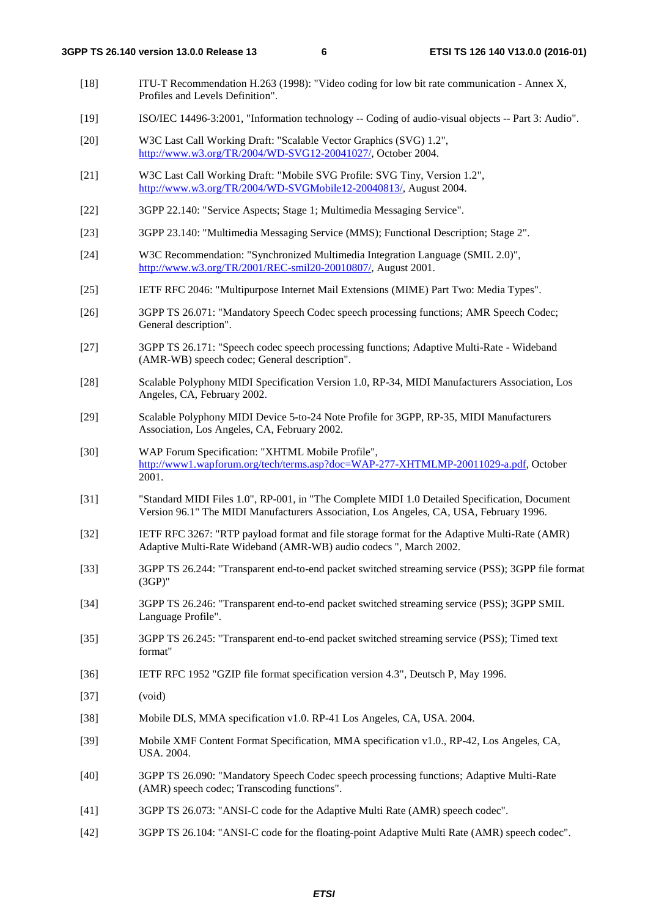[18] ITU-T Recommendation H.263 (1998): "Video coding for low bit rate communication - Annex X, Profiles and Levels Definition".

[19] ISO/IEC 14496-3:2001, "Information technology -- Coding of audio-visual objects -- Part 3: Audio".

[20] W3C Last Call Working Draft: "Scalable Vector Graphics (SVG) 1.2", http://www.w3.org/TR/2004/WD-SVG12-20041027/, October 2004.

[21] W3C Last Call Working Draft: "Mobile SVG Profile: SVG Tiny, Version 1.2", http://www.w3.org/TR/2004/WD-SVGMobile12-20040813/, August 2004.

[22] 3GPP 22.140: "Service Aspects; Stage 1; Multimedia Messaging Service".

[23] 3GPP 23.140: "Multimedia Messaging Service (MMS); Functional Description; Stage 2".

[24] W3C Recommendation: "Synchronized Multimedia Integration Language (SMIL 2.0)", http://www.w3.org/TR/2001/REC-smil20-20010807/, August 2001.

[25] IETF RFC 2046: "Multipurpose Internet Mail Extensions (MIME) Part Two: Media Types".

[26] 3GPP TS 26.071: "Mandatory Speech Codec speech processing functions; AMR Speech Codec; General description".

[27] 3GPP TS 26.171: "Speech codec speech processing functions; Adaptive Multi-Rate - Wideband (AMR-WB) speech codec; General description".

[28] Scalable Polyphony MIDI Specification Version 1.0, RP-34, MIDI Manufacturers Association, Los Angeles, CA, February 2002.

[29] Scalable Polyphony MIDI Device 5-to-24 Note Profile for 3GPP, RP-35, MIDI Manufacturers Association, Los Angeles, CA, February 2002.

[30] WAP Forum Specification: "XHTML Mobile Profile", http://www1.wapforum.org/tech/terms.asp?doc=WAP-277-XHTMLMP-20011029-a.pdf, October 2001.

[31] "Standard MIDI Files 1.0", RP-001, in "The Complete MIDI 1.0 Detailed Specification, Document Version 96.1" The MIDI Manufacturers Association, Los Angeles, CA, USA, February 1996.

[32] IETF RFC 3267: "RTP payload format and file storage format for the Adaptive Multi-Rate (AMR) Adaptive Multi-Rate Wideband (AMR-WB) audio codecs ", March 2002.

[33] 3GPP TS 26.244: "Transparent end-to-end packet switched streaming service (PSS); 3GPP file format (3GP)"

[34] 3GPP TS 26.246: "Transparent end-to-end packet switched streaming service (PSS); 3GPP SMIL Language Profile".

[35] 3GPP TS 26.245: "Transparent end-to-end packet switched streaming service (PSS); Timed text format"

[36] IETF RFC 1952 "GZIP file format specification version 4.3", Deutsch P, May 1996.

[37] (void)

[38] Mobile DLS, MMA specification v1.0. RP-41 Los Angeles, CA, USA. 2004.

[39] Mobile XMF Content Format Specification, MMA specification v1.0., RP-42, Los Angeles, CA, USA. 2004.

[40] 3GPP TS 26.090: "Mandatory Speech Codec speech processing functions; Adaptive Multi-Rate (AMR) speech codec; Transcoding functions".

[41] 3GPP TS 26.073: "ANSI-C code for the Adaptive Multi Rate (AMR) speech codec".

[42] 3GPP TS 26.104: "ANSI-C code for the floating-point Adaptive Multi Rate (AMR) speech codec".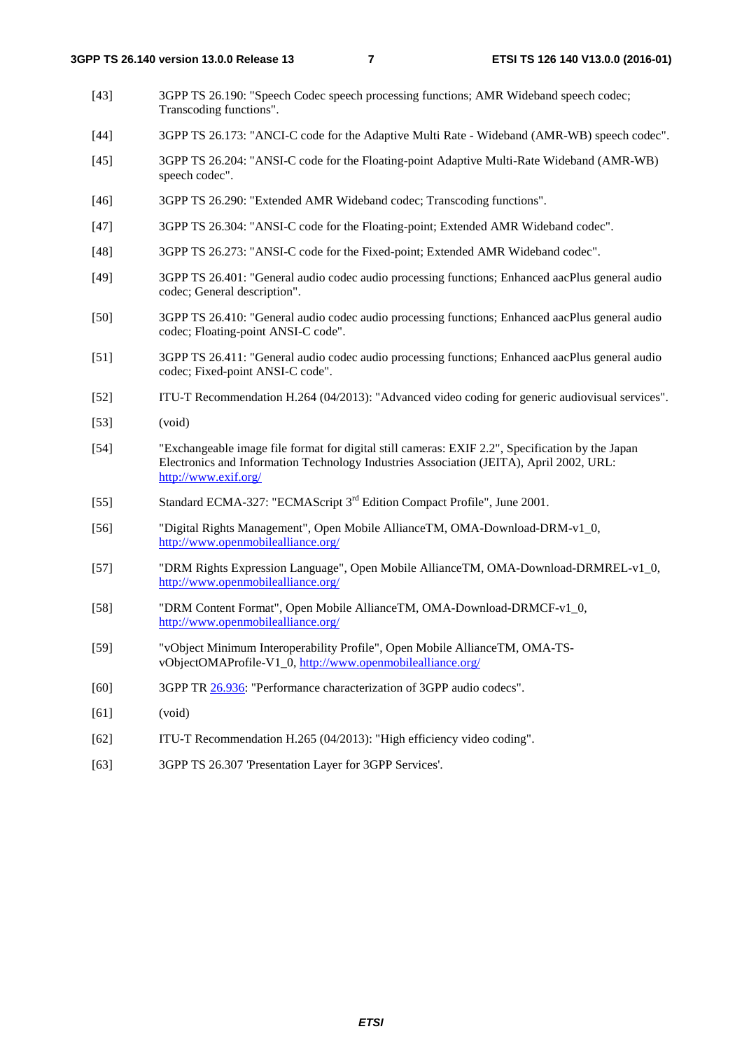[43] 3GPP TS 26.190: "Speech Codec speech processing functions; AMR Wideband speech codec; Transcoding functions".

[44] 3GPP TS 26.173: "ANCI-C code for the Adaptive Multi Rate - Wideband (AMR-WB) speech codec".

[45] 3GPP TS 26.204: "ANSI-C code for the Floating-point Adaptive Multi-Rate Wideband (AMR-WB) speech codec".

[46] 3GPP TS 26.290: "Extended AMR Wideband codec; Transcoding functions".

[47] 3GPP TS 26.304: "ANSI-C code for the Floating-point; Extended AMR Wideband codec".

[48] 3GPP TS 26.273: "ANSI-C code for the Fixed-point; Extended AMR Wideband codec".

[49] 3GPP TS 26.401: "General audio codec audio processing functions; Enhanced aacPlus general audio codec; General description".

[50] 3GPP TS 26.410: "General audio codec audio processing functions; Enhanced aacPlus general audio codec; Floating-point ANSI-C code".

[51] 3GPP TS 26.411: "General audio codec audio processing functions; Enhanced aacPlus general audio codec; Fixed-point ANSI-C code".

[52] ITU-T Recommendation H.264 (04/2013): "Advanced video coding for generic audiovisual services".

[53] (void)

[54] "Exchangeable image file format for digital still cameras: EXIF 2.2", Specification by the Japan Electronics and Information Technology Industries Association (JEITA), April 2002, URL: http://www.exif.org/

[55] Standard ECMA-327: "ECMAScript 3rd Edition Compact Profile", June 2001.

[56] "Digital Rights Management", Open Mobile AllianceTM, OMA-Download-DRM-v1_0, http://www.openmobilealliance.org/

[57] "DRM Rights Expression Language", Open Mobile AllianceTM, OMA-Download-DRMREL-v1_0, http://www.openmobilealliance.org/

[58] "DRM Content Format", Open Mobile AllianceTM, OMA-Download-DRMCF-v1_0, http://www.openmobilealliance.org/

[59] "vObject Minimum Interoperability Profile", Open Mobile AllianceTM, OMA-TS-vObjectOMAProfile-V1_0, http://www.openmobilealliance.org/

[60] 3GPP TR 26.936: "Performance characterization of 3GPP audio codecs".

[61] (void)

[62] ITU-T Recommendation H.265 (04/2013): "High efficiency video coding".

[63] 3GPP TS 26.307 'Presentation Layer for 3GPP Services'.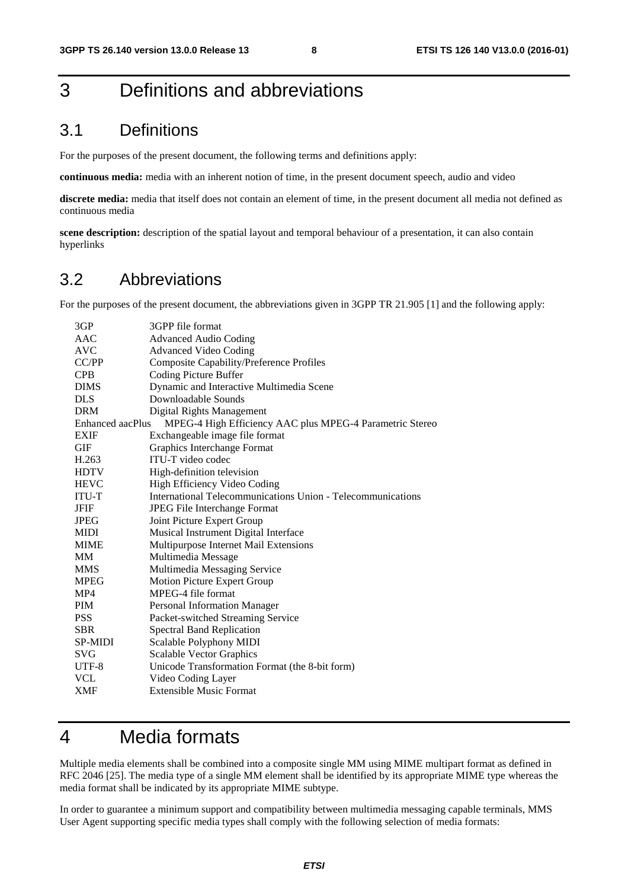# 3 Definitions and abbreviations

## 3.1 Definitions

For the purposes of the present document, the following terms and definitions apply:

**continuous media:** media with an inherent notion of time, in the present document speech, audio and video

**discrete media:** media that itself does not contain an element of time, in the present document all media not defined as continuous media

**scene description:** description of the spatial layout and temporal behaviour of a presentation, it can also contain hyperlinks

## 3.2 Abbreviations

For the purposes of the present document, the abbreviations given in 3GPP TR 21.905 [1] and the following apply:

| | |
|---|---|
| 3GP | 3GPP file format |
| AAC | Advanced Audio Coding |
| AVC | Advanced Video Coding |
| CC/PP | Composite Capability/Preference Profiles |
| CPB | Coding Picture Buffer |
| DIMS | Dynamic and Interactive Multimedia Scene |
| DLS | Downloadable Sounds |
| DRM | Digital Rights Management |
| Enhanced aacPlus | MPEG-4 High Efficiency AAC plus MPEG-4 Parametric Stereo |
| EXIF | Exchangeable image file format |
| GIF | Graphics Interchange Format |
| H.263 | ITU-T video codec |
| HDTV | High-definition television |
| HEVC | High Efficiency Video Coding |
| ITU-T | International Telecommunications Union - Telecommunications |
| JFIF | JPEG File Interchange Format |
| JPEG | Joint Picture Expert Group |
| MIDI | Musical Instrument Digital Interface |
| MIME | Multipurpose Internet Mail Extensions |
| MM | Multimedia Message |
| MMS | Multimedia Messaging Service |
| MPEG | Motion Picture Expert Group |
| MP4 | MPEG-4 file format |
| PIM | Personal Information Manager |
| PSS | Packet-switched Streaming Service |
| SBR | Spectral Band Replication |
| SP-MIDI | Scalable Polyphony MIDI |
| SVG | Scalable Vector Graphics |
| UTF-8 | Unicode Transformation Format (the 8-bit form) |
| VCL | Video Coding Layer |
| XMF | Extensible Music Format |

# 4 Media formats

Multiple media elements shall be combined into a composite single MM using MIME multipart format as defined in RFC 2046 [25]. The media type of a single MM element shall be identified by its appropriate MIME type whereas the media format shall be indicated by its appropriate MIME subtype.

In order to guarantee a minimum support and compatibility between multimedia messaging capable terminals, MMS User Agent supporting specific media types shall comply with the following selection of media formats: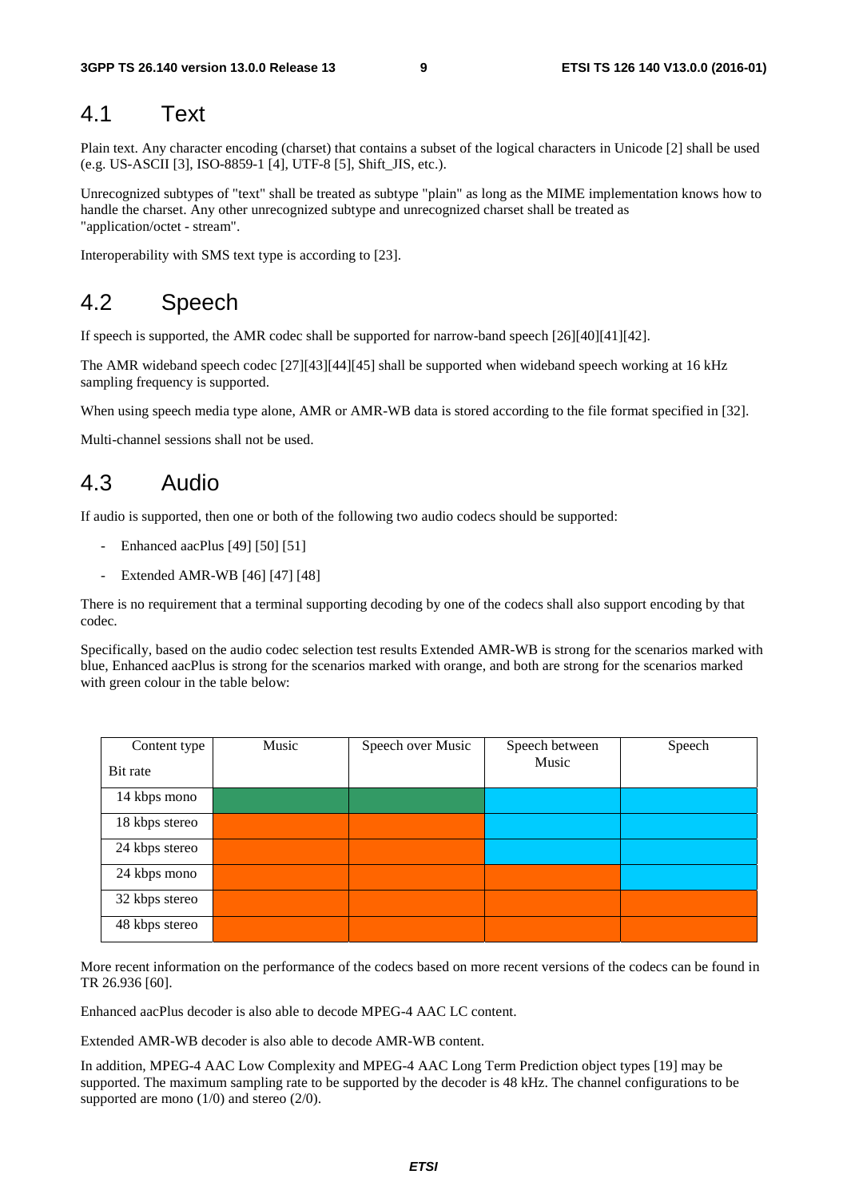## 4.1 Text

Plain text. Any character encoding (charset) that contains a subset of the logical characters in Unicode [2] shall be used (e.g. US-ASCII [3], ISO-8859-1 [4], UTF-8 [5], Shift_JIS, etc.).

Unrecognized subtypes of "text" shall be treated as subtype "plain" as long as the MIME implementation knows how to handle the charset. Any other unrecognized subtype and unrecognized charset shall be treated as "application/octet - stream".

Interoperability with SMS text type is according to [23].

## 4.2 Speech

If speech is supported, the AMR codec shall be supported for narrow-band speech [26][40][41][42].

The AMR wideband speech codec [27][43][44][45] shall be supported when wideband speech working at 16 kHz sampling frequency is supported.

When using speech media type alone, AMR or AMR-WB data is stored according to the file format specified in [32].

Multi-channel sessions shall not be used.

## 4.3 Audio

If audio is supported, then one or both of the following two audio codecs should be supported:

- Enhanced aacPlus [49] [50] [51]
- Extended AMR-WB [46] [47] [48]

There is no requirement that a terminal supporting decoding by one of the codecs shall also support encoding by that codec.

Specifically, based on the audio codec selection test results Extended AMR-WB is strong for the scenarios marked with blue, Enhanced aacPlus is strong for the scenarios marked with orange, and both are strong for the scenarios marked with green colour in the table below:

| Content type<br>Bit rate | Music | Speech over Music | Speech between Music | Speech |
|---|---|---|---|---|
| 14 kbps mono | Green | Green | Blue | Blue |
| 18 kbps stereo | Orange | Orange | Blue | Blue |
| 24 kbps stereo | Orange | Orange | Blue | Blue |
| 24 kbps mono | Orange | Orange | Orange | Blue |
| 32 kbps stereo | Orange | Orange | Orange | Orange |
| 48 kbps stereo | Orange | Orange | Orange | Orange |

More recent information on the performance of the codecs based on more recent versions of the codecs can be found in TR 26.936 [60].

Enhanced aacPlus decoder is also able to decode MPEG-4 AAC LC content.

Extended AMR-WB decoder is also able to decode AMR-WB content.

In addition, MPEG-4 AAC Low Complexity and MPEG-4 AAC Long Term Prediction object types [19] may be supported. The maximum sampling rate to be supported by the decoder is 48 kHz. The channel configurations to be supported are mono (1/0) and stereo (2/0).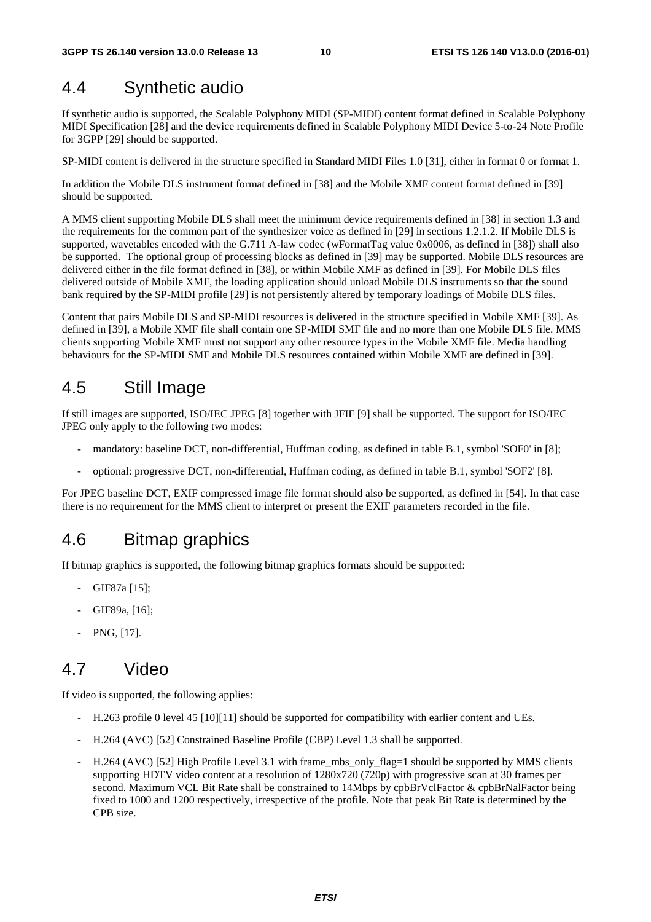## 4.4 Synthetic audio

If synthetic audio is supported, the Scalable Polyphony MIDI (SP-MIDI) content format defined in Scalable Polyphony MIDI Specification [28] and the device requirements defined in Scalable Polyphony MIDI Device 5-to-24 Note Profile for 3GPP [29] should be supported.

SP-MIDI content is delivered in the structure specified in Standard MIDI Files 1.0 [31], either in format 0 or format 1.

In addition the Mobile DLS instrument format defined in [38] and the Mobile XMF content format defined in [39] should be supported.

A MMS client supporting Mobile DLS shall meet the minimum device requirements defined in [38] in section 1.3 and the requirements for the common part of the synthesizer voice as defined in [29] in sections 1.2.1.2. If Mobile DLS is supported, wavetables encoded with the G.711 A-law codec (wFormatTag value 0x0006, as defined in [38]) shall also be supported. The optional group of processing blocks as defined in [39] may be supported. Mobile DLS resources are delivered either in the file format defined in [38], or within Mobile XMF as defined in [39]. For Mobile DLS files delivered outside of Mobile XMF, the loading application should unload Mobile DLS instruments so that the sound bank required by the SP-MIDI profile [29] is not persistently altered by temporary loadings of Mobile DLS files.

Content that pairs Mobile DLS and SP-MIDI resources is delivered in the structure specified in Mobile XMF [39]. As defined in [39], a Mobile XMF file shall contain one SP-MIDI SMF file and no more than one Mobile DLS file. MMS clients supporting Mobile XMF must not support any other resource types in the Mobile XMF file. Media handling behaviours for the SP-MIDI SMF and Mobile DLS resources contained within Mobile XMF are defined in [39].

## 4.5 Still Image

If still images are supported, ISO/IEC JPEG [8] together with JFIF [9] shall be supported. The support for ISO/IEC JPEG only apply to the following two modes:

- mandatory: baseline DCT, non-differential, Huffman coding, as defined in table B.1, symbol 'SOF0' in [8];
- optional: progressive DCT, non-differential, Huffman coding, as defined in table B.1, symbol 'SOF2' [8].

For JPEG baseline DCT, EXIF compressed image file format should also be supported, as defined in [54]. In that case there is no requirement for the MMS client to interpret or present the EXIF parameters recorded in the file.

## 4.6 Bitmap graphics

If bitmap graphics is supported, the following bitmap graphics formats should be supported:

- GIF87a [15];
- GIF89a, [16];
- PNG, [17].

## 4.7 Video

If video is supported, the following applies:

- H.263 profile 0 level 45 [10][11] should be supported for compatibility with earlier content and UEs.
- H.264 (AVC) [52] Constrained Baseline Profile (CBP) Level 1.3 shall be supported.
- H.264 (AVC) [52] High Profile Level 3.1 with frame_mbs_only_flag=1 should be supported by MMS clients supporting HDTV video content at a resolution of 1280x720 (720p) with progressive scan at 30 frames per second. Maximum VCL Bit Rate shall be constrained to 14Mbps by cpbBrVclFactor & cpbBrNalFactor being fixed to 1000 and 1200 respectively, irrespective of the profile. Note that peak Bit Rate is determined by the CPB size.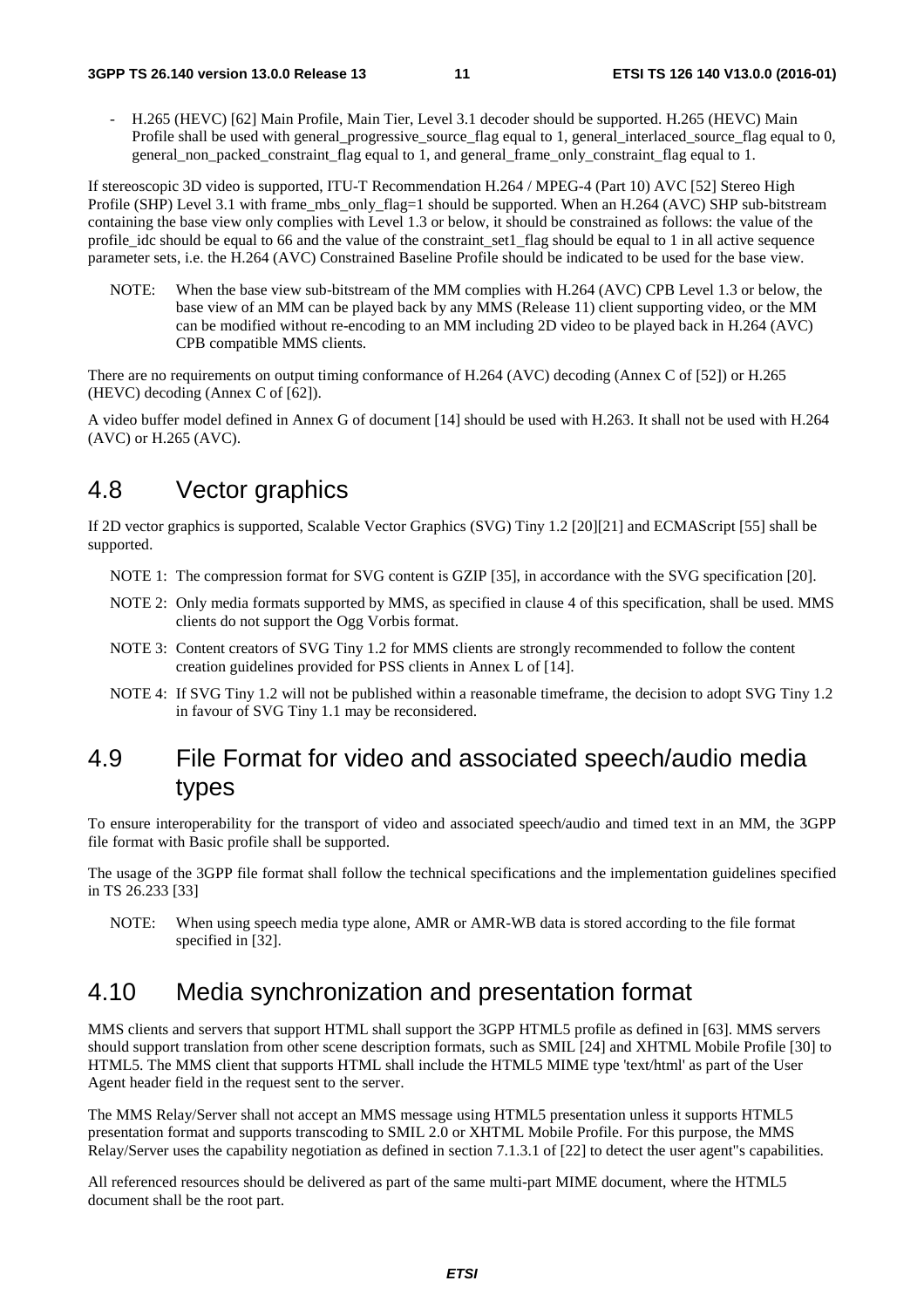- H.265 (HEVC) [62] Main Profile, Main Tier, Level 3.1 decoder should be supported. H.265 (HEVC) Main Profile shall be used with general_progressive_source_flag equal to 1, general_interlaced_source_flag equal to 0, general_non_packed_constraint_flag equal to 1, and general_frame_only_constraint_flag equal to 1.

If stereoscopic 3D video is supported, ITU-T Recommendation H.264 / MPEG-4 (Part 10) AVC [52] Stereo High Profile (SHP) Level 3.1 with frame_mbs_only_flag=1 should be supported. When an H.264 (AVC) SHP sub-bitstream containing the base view only complies with Level 1.3 or below, it should be constrained as follows: the value of the profile_idc should be equal to 66 and the value of the constraint_set1_flag should be equal to 1 in all active sequence parameter sets, i.e. the H.264 (AVC) Constrained Baseline Profile should be indicated to be used for the base view.

NOTE: When the base view sub-bitstream of the MM complies with H.264 (AVC) CPB Level 1.3 or below, the base view of an MM can be played back by any MMS (Release 11) client supporting video, or the MM can be modified without re-encoding to an MM including 2D video to be played back in H.264 (AVC) CPB compatible MMS clients.

There are no requirements on output timing conformance of H.264 (AVC) decoding (Annex C of [52]) or H.265 (HEVC) decoding (Annex C of [62]).

A video buffer model defined in Annex G of document [14] should be used with H.263. It shall not be used with H.264 (AVC) or H.265 (AVC).

## 4.8 Vector graphics

If 2D vector graphics is supported, Scalable Vector Graphics (SVG) Tiny 1.2 [20][21] and ECMAScript [55] shall be supported.

NOTE 1: The compression format for SVG content is GZIP [35], in accordance with the SVG specification [20].

NOTE 2: Only media formats supported by MMS, as specified in clause 4 of this specification, shall be used. MMS clients do not support the Ogg Vorbis format.

NOTE 3: Content creators of SVG Tiny 1.2 for MMS clients are strongly recommended to follow the content creation guidelines provided for PSS clients in Annex L of [14].

NOTE 4: If SVG Tiny 1.2 will not be published within a reasonable timeframe, the decision to adopt SVG Tiny 1.2 in favour of SVG Tiny 1.1 may be reconsidered.

## 4.9 File Format for video and associated speech/audio media types

To ensure interoperability for the transport of video and associated speech/audio and timed text in an MM, the 3GPP file format with Basic profile shall be supported.

The usage of the 3GPP file format shall follow the technical specifications and the implementation guidelines specified in TS 26.233 [33]

NOTE: When using speech media type alone, AMR or AMR-WB data is stored according to the file format specified in [32].

## 4.10 Media synchronization and presentation format

MMS clients and servers that support HTML shall support the 3GPP HTML5 profile as defined in [63]. MMS servers should support translation from other scene description formats, such as SMIL [24] and XHTML Mobile Profile [30] to HTML5. The MMS client that supports HTML shall include the HTML5 MIME type 'text/html' as part of the User Agent header field in the request sent to the server.

The MMS Relay/Server shall not accept an MMS message using HTML5 presentation unless it supports HTML5 presentation format and supports transcoding to SMIL 2.0 or XHTML Mobile Profile. For this purpose, the MMS Relay/Server uses the capability negotiation as defined in section 7.1.3.1 of [22] to detect the user agent''s capabilities.

All referenced resources should be delivered as part of the same multi-part MIME document, where the HTML5 document shall be the root part.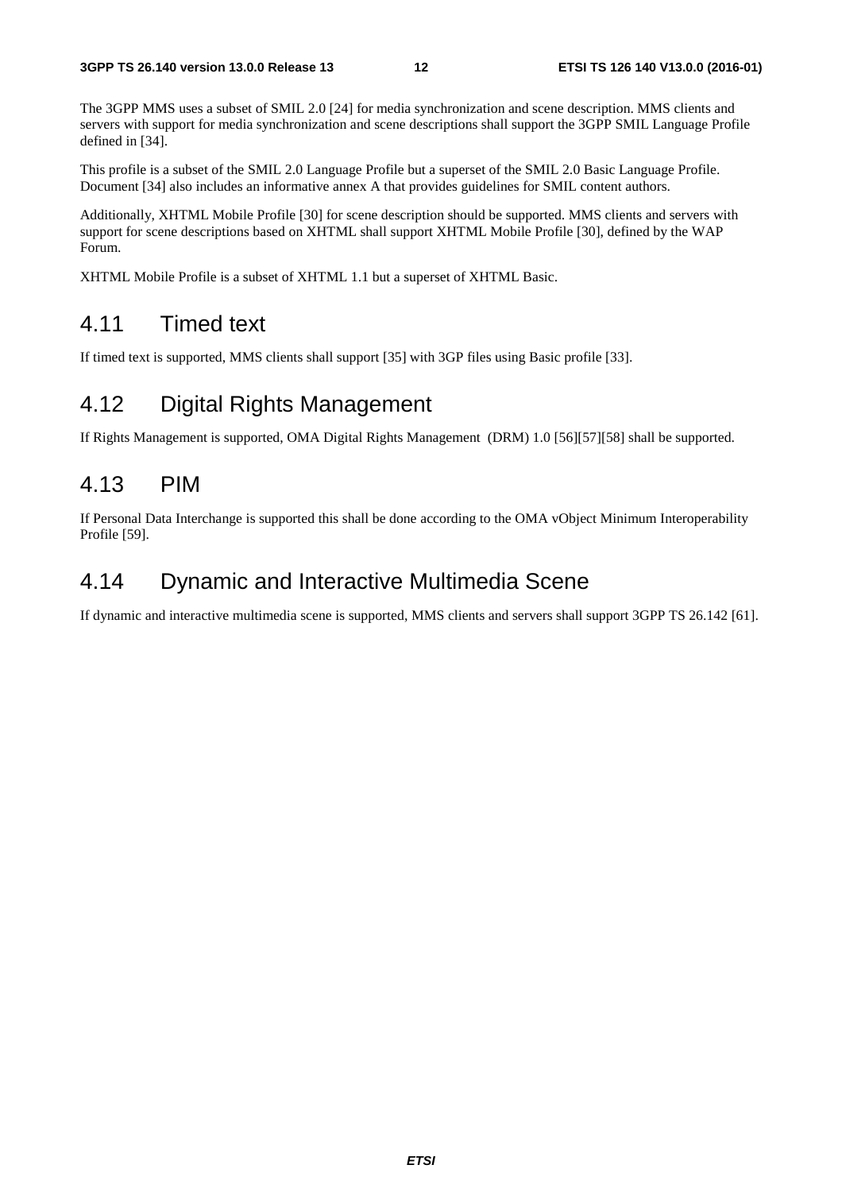The 3GPP MMS uses a subset of SMIL 2.0 [24] for media synchronization and scene description. MMS clients and servers with support for media synchronization and scene descriptions shall support the 3GPP SMIL Language Profile defined in [34].

This profile is a subset of the SMIL 2.0 Language Profile but a superset of the SMIL 2.0 Basic Language Profile. Document [34] also includes an informative annex A that provides guidelines for SMIL content authors.

Additionally, XHTML Mobile Profile [30] for scene description should be supported. MMS clients and servers with support for scene descriptions based on XHTML shall support XHTML Mobile Profile [30], defined by the WAP Forum.

XHTML Mobile Profile is a subset of XHTML 1.1 but a superset of XHTML Basic.

## 4.11 Timed text

If timed text is supported, MMS clients shall support [35] with 3GP files using Basic profile [33].

## 4.12 Digital Rights Management

If Rights Management is supported, OMA Digital Rights Management (DRM) 1.0 [56][57][58] shall be supported.

## 4.13 PIM

If Personal Data Interchange is supported this shall be done according to the OMA vObject Minimum Interoperability Profile [59].

## 4.14 Dynamic and Interactive Multimedia Scene

If dynamic and interactive multimedia scene is supported, MMS clients and servers shall support 3GPP TS 26.142 [61].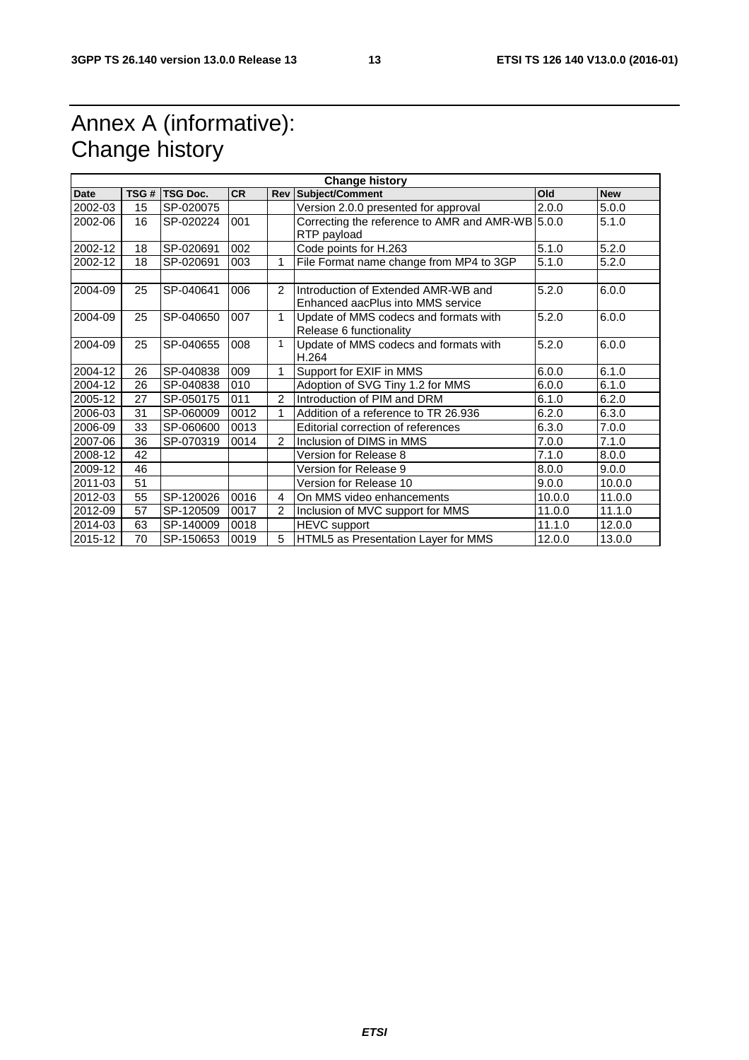# Annex A (informative): Change history

| Change history | | | | | | | |
|---|---|---|---|---|---|---|---|
| **Date** | **TSG #** | **TSG Doc.** | **CR** | **Rev** | **Subject/Comment** | **Old** | **New** |
| 2002-03 | 15 | SP-020075 | | | Version 2.0.0 presented for approval | 2.0.0 | 5.0.0 |
| 2002-06 | 16 | SP-020224 | 001 | | Correcting the reference to AMR and AMR-WB RTP payload | 5.0.0 | 5.1.0 |
| 2002-12 | 18 | SP-020691 | 002 | | Code points for H.263 | 5.1.0 | 5.2.0 |
| 2002-12 | 18 | SP-020691 | 003 | 1 | File Format name change from MP4 to 3GP | 5.1.0 | 5.2.0 |
| | | | | | | | |
| 2004-09 | 25 | SP-040641 | 006 | 2 | Introduction of Extended AMR-WB and Enhanced aacPlus into MMS service | 5.2.0 | 6.0.0 |
| 2004-09 | 25 | SP-040650 | 007 | 1 | Update of MMS codecs and formats with Release 6 functionality | 5.2.0 | 6.0.0 |
| 2004-09 | 25 | SP-040655 | 008 | 1 | Update of MMS codecs and formats with H.264 | 5.2.0 | 6.0.0 |
| 2004-12 | 26 | SP-040838 | 009 | 1 | Support for EXIF in MMS | 6.0.0 | 6.1.0 |
| 2004-12 | 26 | SP-040838 | 010 | | Adoption of SVG Tiny 1.2 for MMS | 6.0.0 | 6.1.0 |
| 2005-12 | 27 | SP-050175 | 011 | 2 | Introduction of PIM and DRM | 6.1.0 | 6.2.0 |
| 2006-03 | 31 | SP-060009 | 0012 | 1 | Addition of a reference to TR 26.936 | 6.2.0 | 6.3.0 |
| 2006-09 | 33 | SP-060600 | 0013 | | Editorial correction of references | 6.3.0 | 7.0.0 |
| 2007-06 | 36 | SP-070319 | 0014 | 2 | Inclusion of DIMS in MMS | 7.0.0 | 7.1.0 |
| 2008-12 | 42 | | | | Version for Release 8 | 7.1.0 | 8.0.0 |
| 2009-12 | 46 | | | | Version for Release 9 | 8.0.0 | 9.0.0 |
| 2011-03 | 51 | | | | Version for Release 10 | 9.0.0 | 10.0.0 |
| 2012-03 | 55 | SP-120026 | 0016 | 4 | On MMS video enhancements | 10.0.0 | 11.0.0 |
| 2012-09 | 57 | SP-120509 | 0017 | 2 | Inclusion of MVC support for MMS | 11.0.0 | 11.1.0 |
| 2014-03 | 63 | SP-140009 | 0018 | | HEVC support | 11.1.0 | 12.0.0 |
| 2015-12 | 70 | SP-150653 | 0019 | 5 | HTML5 as Presentation Layer for MMS | 12.0.0 | 13.0.0 |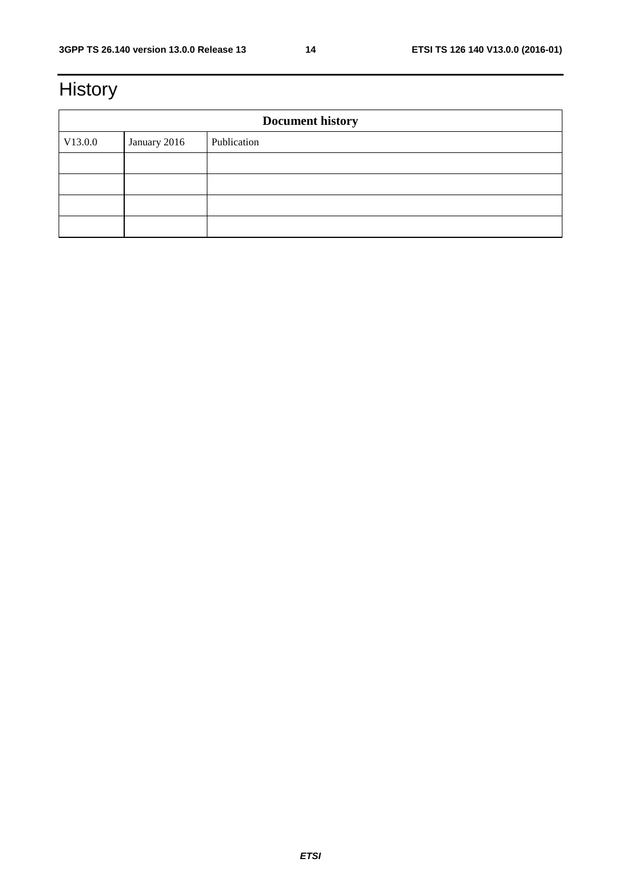# History

| Document history | | |
|---|---|---|
| V13.0.0 | January 2016 | Publication |
| | | |
| | | |
| | | |
| | | |